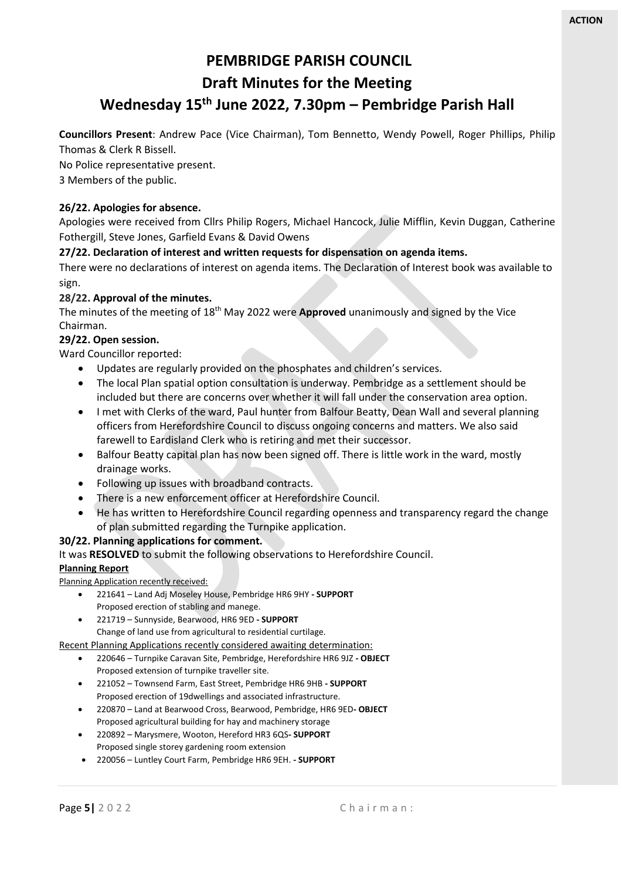**ACTION**

# PEMBRIDGE PARISH COUNCIL
## Draft Minutes for the Meeting
## Wednesday 15th June 2022, 7.30pm – Pembridge Parish Hall

**Councillors Present**: Andrew Pace (Vice Chairman), Tom Bennetto, Wendy Powell, Roger Phillips, Philip Thomas & Clerk R Bissell.
No Police representative present.
3 Members of the public.

**26/22. Apologies for absence.**
Apologies were received from Cllrs Philip Rogers, Michael Hancock, Julie Mifflin, Kevin Duggan, Catherine Fothergill, Steve Jones, Garfield Evans & David Owens

**27/22. Declaration of interest and written requests for dispensation on agenda items.**
There were no declarations of interest on agenda items. The Declaration of Interest book was available to sign.

**28/22. Approval of the minutes.**
The minutes of the meeting of 18th May 2022 were **Approved** unanimously and signed by the Vice Chairman.

**29/22. Open session.**
Ward Councillor reported:

- Updates are regularly provided on the phosphates and children's services.
- The local Plan spatial option consultation is underway. Pembridge as a settlement should be included but there are concerns over whether it will fall under the conservation area option.
- I met with Clerks of the ward, Paul hunter from Balfour Beatty, Dean Wall and several planning officers from Herefordshire Council to discuss ongoing concerns and matters. We also said farewell to Eardisland Clerk who is retiring and met their successor.
- Balfour Beatty capital plan has now been signed off. There is little work in the ward, mostly drainage works.
- Following up issues with broadband contracts.
- There is a new enforcement officer at Herefordshire Council.
- He has written to Herefordshire Council regarding openness and transparency regard the change of plan submitted regarding the Turnpike application.

**30/22. Planning applications for comment.**
It was **RESOLVED** to submit the following observations to Herefordshire Council.

**Planning Report**

Planning Application recently received:

- 221641 – Land Adj Moseley House, Pembridge HR6 9HY **- SUPPORT**
  Proposed erection of stabling and manege.
- 221719 – Sunnyside, Bearwood, HR6 9ED **- SUPPORT**
  Change of land use from agricultural to residential curtilage.

Recent Planning Applications recently considered awaiting determination:

- 220646 – Turnpike Caravan Site, Pembridge, Herefordshire HR6 9JZ **- OBJECT**
  Proposed extension of turnpike traveller site.
- 221052 – Townsend Farm, East Street, Pembridge HR6 9HB **- SUPPORT**
  Proposed erection of 19dwellings and associated infrastructure.
- 220870 – Land at Bearwood Cross, Bearwood, Pembridge, HR6 9ED**- OBJECT**
  Proposed agricultural building for hay and machinery storage
- 220892 – Marysmere, Wooton, Hereford HR3 6QS**- SUPPORT**
  Proposed single storey gardening room extension
- 220056 – Luntley Court Farm, Pembridge HR6 9EH. **- SUPPORT**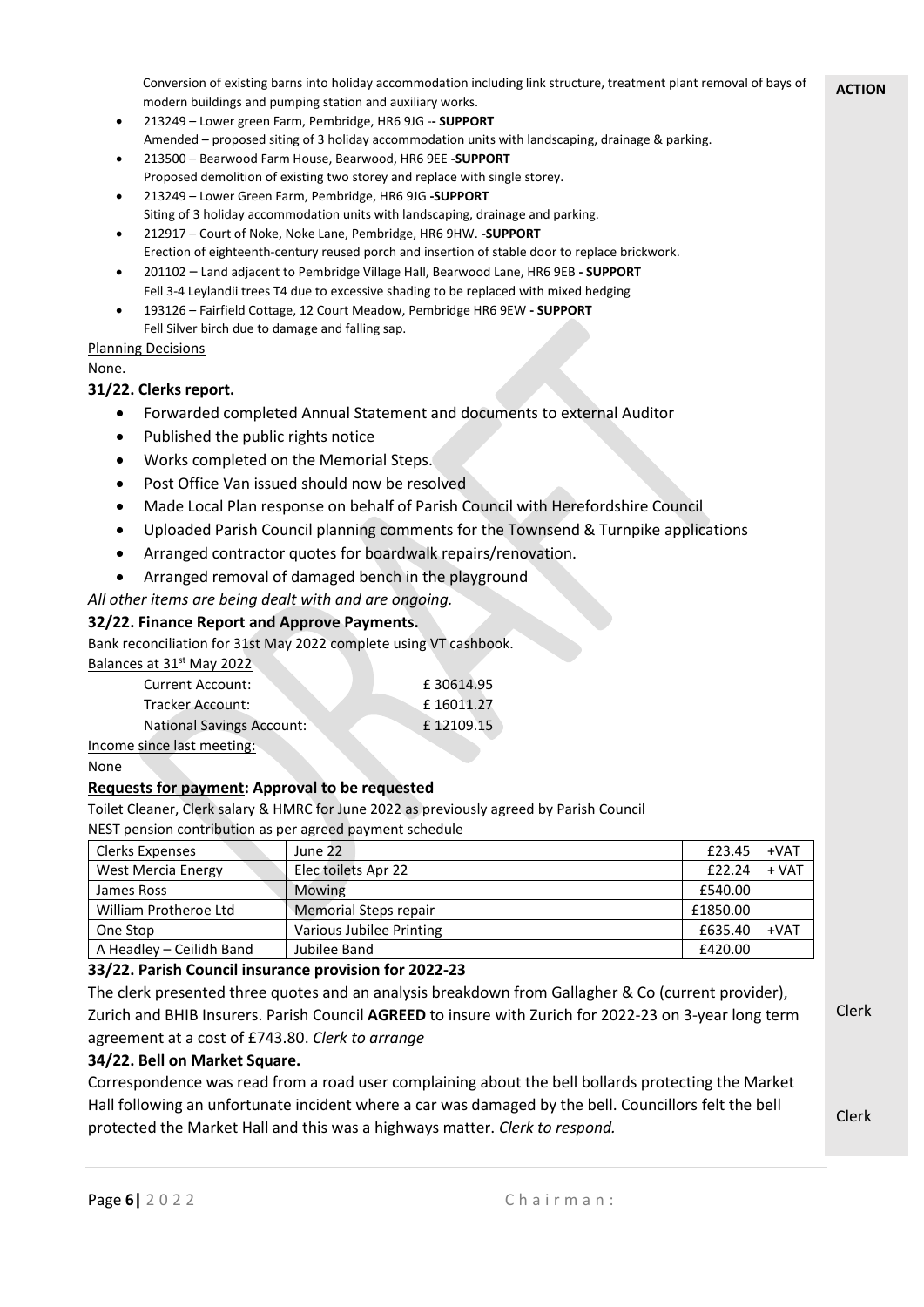Conversion of existing barns into holiday accommodation including link structure, treatment plant removal of bays of modern buildings and pumping station and auxiliary works.

- 213249 – Lower green Farm, Pembridge, HR6 9JG -**- SUPPORT**
  Amended – proposed siting of 3 holiday accommodation units with landscaping, drainage & parking.
- 213500 – Bearwood Farm House, Bearwood, HR6 9EE **-SUPPORT**
  Proposed demolition of existing two storey and replace with single storey.
- 213249 – Lower Green Farm, Pembridge, HR6 9JG **-SUPPORT**
  Siting of 3 holiday accommodation units with landscaping, drainage and parking.
- 212917 – Court of Noke, Noke Lane, Pembridge, HR6 9HW. **-SUPPORT**
  Erection of eighteenth-century reused porch and insertion of stable door to replace brickwork.
- 201102 – Land adjacent to Pembridge Village Hall, Bearwood Lane, HR6 9EB **- SUPPORT**
  Fell 3-4 Leylandii trees T4 due to excessive shading to be replaced with mixed hedging
- 193126 – Fairfield Cottage, 12 Court Meadow, Pembridge HR6 9EW **- SUPPORT**
  Fell Silver birch due to damage and falling sap.

Planning Decisions

None.

**31/22. Clerks report.**

- Forwarded completed Annual Statement and documents to external Auditor
- Published the public rights notice
- Works completed on the Memorial Steps.
- Post Office Van issued should now be resolved
- Made Local Plan response on behalf of Parish Council with Herefordshire Council
- Uploaded Parish Council planning comments for the Townsend & Turnpike applications
- Arranged contractor quotes for boardwalk repairs/renovation.
- Arranged removal of damaged bench in the playground

*All other items are being dealt with and are ongoing.*

**32/22. Finance Report and Approve Payments.**

Bank reconciliation for 31st May 2022 complete using VT cashbook.

Balances at 31st May 2022

| | |
|---|---|
| Current Account: | £ 30614.95 |
| Tracker Account: | £ 16011.27 |
| National Savings Account: | £ 12109.15 |

Income since last meeting:

None

**Requests for payment: Approval to be requested**

Toilet Cleaner, Clerk salary & HMRC for June 2022 as previously agreed by Parish Council

NEST pension contribution as per agreed payment schedule

| | | | |
|---|---|---|---|
| Clerks Expenses | June 22 | £23.45 | +VAT |
| West Mercia Energy | Elec toilets Apr 22 | £22.24 | + VAT |
| James Ross | Mowing | £540.00 | |
| William Protheroe Ltd | Memorial Steps repair | £1850.00 | |
| One Stop | Various Jubilee Printing | £635.40 | +VAT |
| A Headley – Ceilidh Band | Jubilee Band | £420.00 | |

**33/22. Parish Council insurance provision for 2022-23**

The clerk presented three quotes and an analysis breakdown from Gallagher & Co (current provider), Zurich and BHIB Insurers. Parish Council **AGREED** to insure with Zurich for 2022-23 on 3-year long term agreement at a cost of £743.80. *Clerk to arrange* — **ACTION: Clerk**

**34/22. Bell on Market Square.**

Correspondence was read from a road user complaining about the bell bollards protecting the Market Hall following an unfortunate incident where a car was damaged by the bell. Councillors felt the bell protected the Market Hall and this was a highways matter. *Clerk to respond.* — **ACTION: Clerk**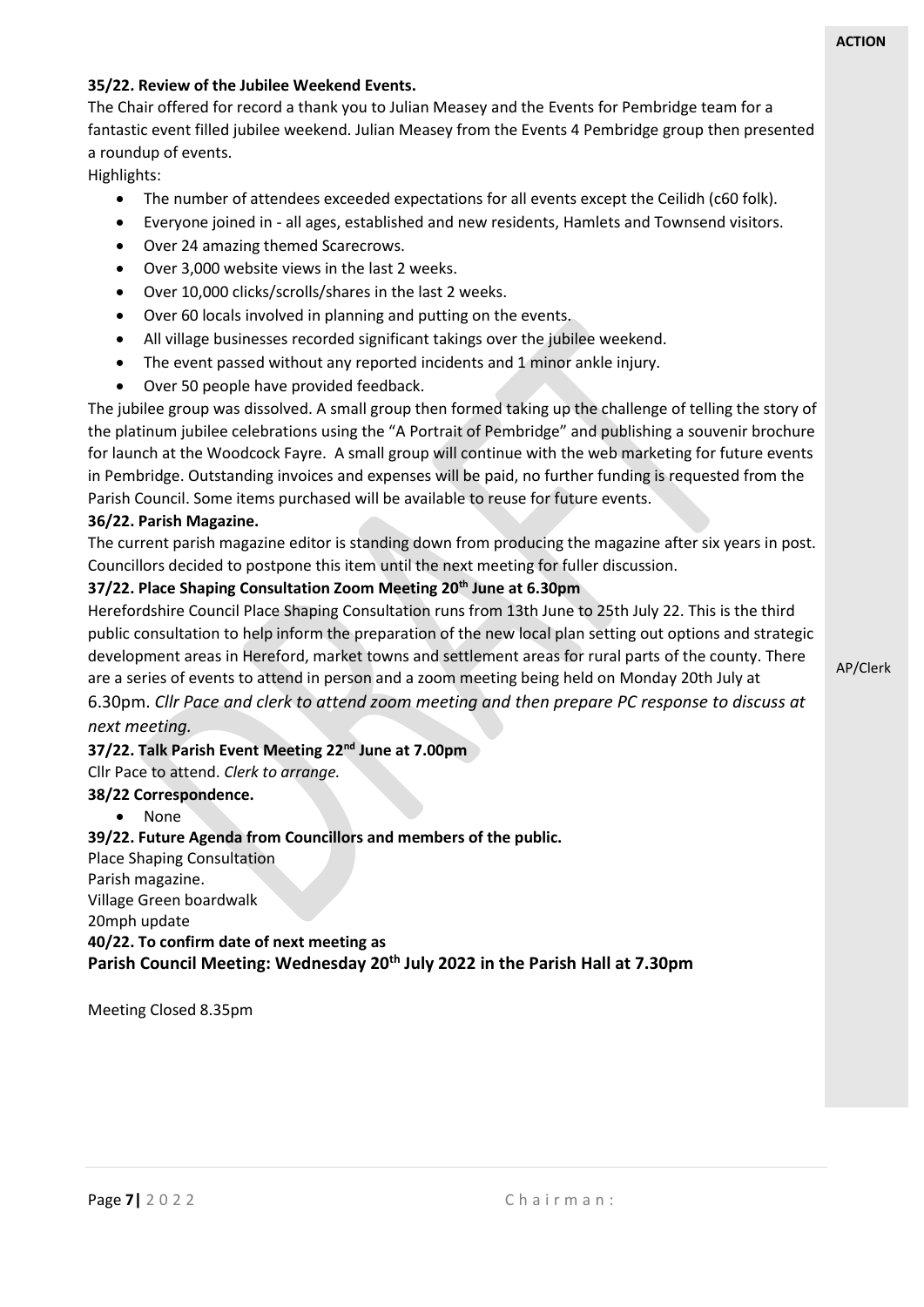**ACTION**

**35/22. Review of the Jubilee Weekend Events.**

The Chair offered for record a thank you to Julian Measey and the Events for Pembridge team for a fantastic event filled jubilee weekend. Julian Measey from the Events 4 Pembridge group then presented a roundup of events.

Highlights:

- The number of attendees exceeded expectations for all events except the Ceilidh (c60 folk).
- Everyone joined in - all ages, established and new residents, Hamlets and Townsend visitors.
- Over 24 amazing themed Scarecrows.
- Over 3,000 website views in the last 2 weeks.
- Over 10,000 clicks/scrolls/shares in the last 2 weeks.
- Over 60 locals involved in planning and putting on the events.
- All village businesses recorded significant takings over the jubilee weekend.
- The event passed without any reported incidents and 1 minor ankle injury.
- Over 50 people have provided feedback.

The jubilee group was dissolved. A small group then formed taking up the challenge of telling the story of the platinum jubilee celebrations using the "A Portrait of Pembridge" and publishing a souvenir brochure for launch at the Woodcock Fayre. A small group will continue with the web marketing for future events in Pembridge. Outstanding invoices and expenses will be paid, no further funding is requested from the Parish Council. Some items purchased will be available to reuse for future events.

**36/22. Parish Magazine.**

The current parish magazine editor is standing down from producing the magazine after six years in post. Councillors decided to postpone this item until the next meeting for fuller discussion.

**37/22. Place Shaping Consultation Zoom Meeting 20th June at 6.30pm**

Herefordshire Council Place Shaping Consultation runs from 13th June to 25th July 22. This is the third public consultation to help inform the preparation of the new local plan setting out options and strategic development areas in Hereford, market towns and settlement areas for rural parts of the county. There are a series of events to attend in person and a zoom meeting being held on Monday 20th July at 6.30pm. *Cllr Pace and clerk to attend zoom meeting and then prepare PC response to discuss at next meeting.*

AP/Clerk

**37/22. Talk Parish Event Meeting 22nd June at 7.00pm**

Cllr Pace to attend. *Clerk to arrange.*

**38/22 Correspondence.**

- None

**39/22. Future Agenda from Councillors and members of the public.**

Place Shaping Consultation
Parish magazine.
Village Green boardwalk
20mph update

**40/22. To confirm date of next meeting as**

**Parish Council Meeting: Wednesday 20th July 2022 in the Parish Hall at 7.30pm**

Meeting Closed 8.35pm

Chairman: